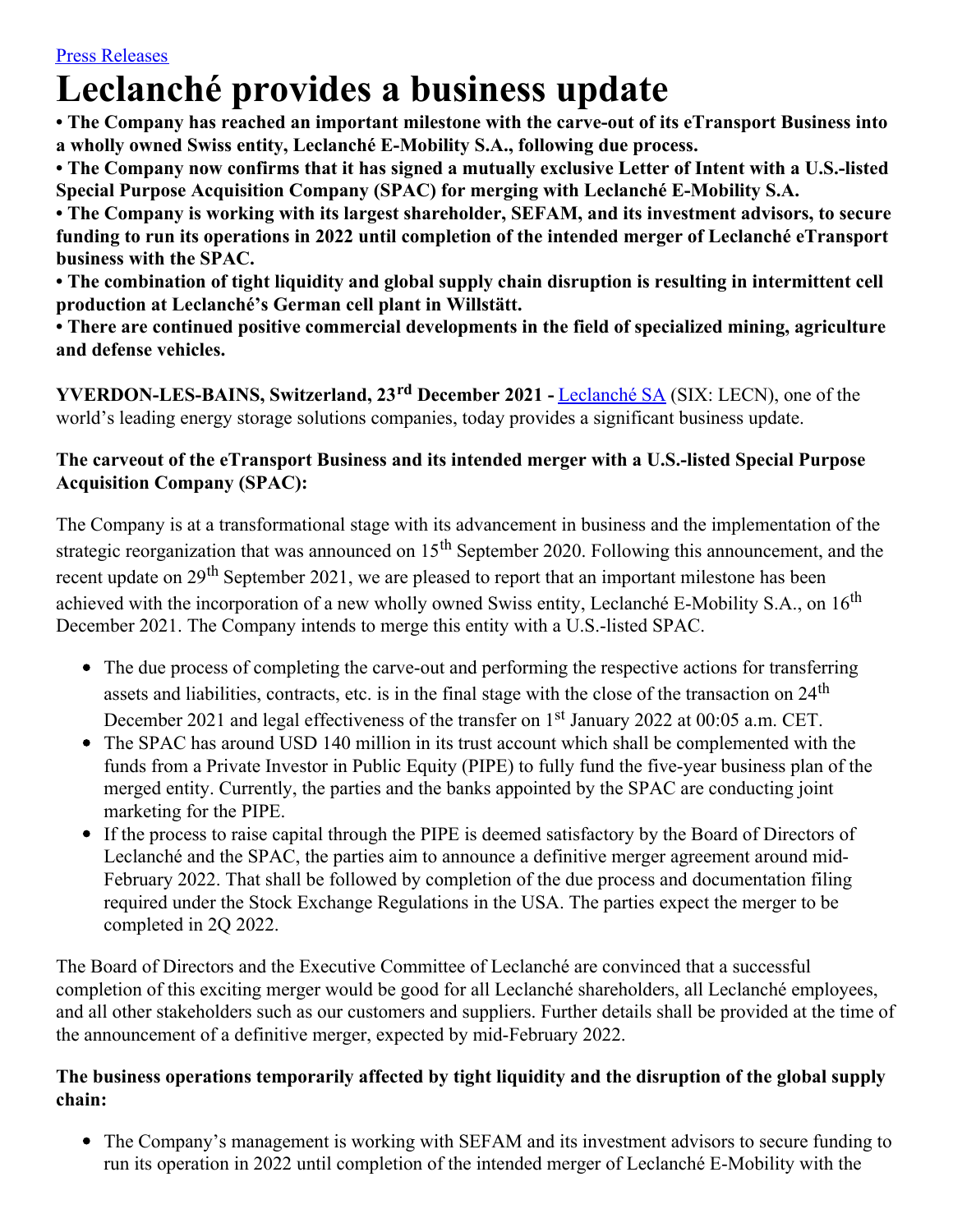[Press Releases](#)

# Leclanché provides a business update

**• The Company has reached an important milestone with the carve-out of its eTransport Business into a wholly owned Swiss entity, Leclanché E-Mobility S.A., following due process.**

**• The Company now confirms that it has signed a mutually exclusive Letter of Intent with a U.S.-listed Special Purpose Acquisition Company (SPAC) for merging with Leclanché E-Mobility S.A.**

**• The Company is working with its largest shareholder, SEFAM, and its investment advisors, to secure funding to run its operations in 2022 until completion of the intended merger of Leclanché eTransport business with the SPAC.**

**• The combination of tight liquidity and global supply chain disruption is resulting in intermittent cell production at Leclanché's German cell plant in Willstätt.**

**• There are continued positive commercial developments in the field of specialized mining, agriculture and defense vehicles.**

**YVERDON-LES-BAINS, Switzerland, 23rd December 2021 -** [Leclanché SA](#) (SIX: LECN), one of the world's leading energy storage solutions companies, today provides a significant business update.

**The carveout of the eTransport Business and its intended merger with a U.S.-listed Special Purpose Acquisition Company (SPAC):**

The Company is at a transformational stage with its advancement in business and the implementation of the strategic reorganization that was announced on 15th September 2020. Following this announcement, and the recent update on 29th September 2021, we are pleased to report that an important milestone has been achieved with the incorporation of a new wholly owned Swiss entity, Leclanché E-Mobility S.A., on 16th December 2021. The Company intends to merge this entity with a U.S.-listed SPAC.

- The due process of completing the carve-out and performing the respective actions for transferring assets and liabilities, contracts, etc. is in the final stage with the close of the transaction on 24th December 2021 and legal effectiveness of the transfer on 1st January 2022 at 00:05 a.m. CET.
- The SPAC has around USD 140 million in its trust account which shall be complemented with the funds from a Private Investor in Public Equity (PIPE) to fully fund the five-year business plan of the merged entity. Currently, the parties and the banks appointed by the SPAC are conducting joint marketing for the PIPE.
- If the process to raise capital through the PIPE is deemed satisfactory by the Board of Directors of Leclanché and the SPAC, the parties aim to announce a definitive merger agreement around mid-February 2022. That shall be followed by completion of the due process and documentation filing required under the Stock Exchange Regulations in the USA. The parties expect the merger to be completed in 2Q 2022.

The Board of Directors and the Executive Committee of Leclanché are convinced that a successful completion of this exciting merger would be good for all Leclanché shareholders, all Leclanché employees, and all other stakeholders such as our customers and suppliers. Further details shall be provided at the time of the announcement of a definitive merger, expected by mid-February 2022.

**The business operations temporarily affected by tight liquidity and the disruption of the global supply chain:**

- The Company's management is working with SEFAM and its investment advisors to secure funding to run its operation in 2022 until completion of the intended merger of Leclanché E-Mobility with the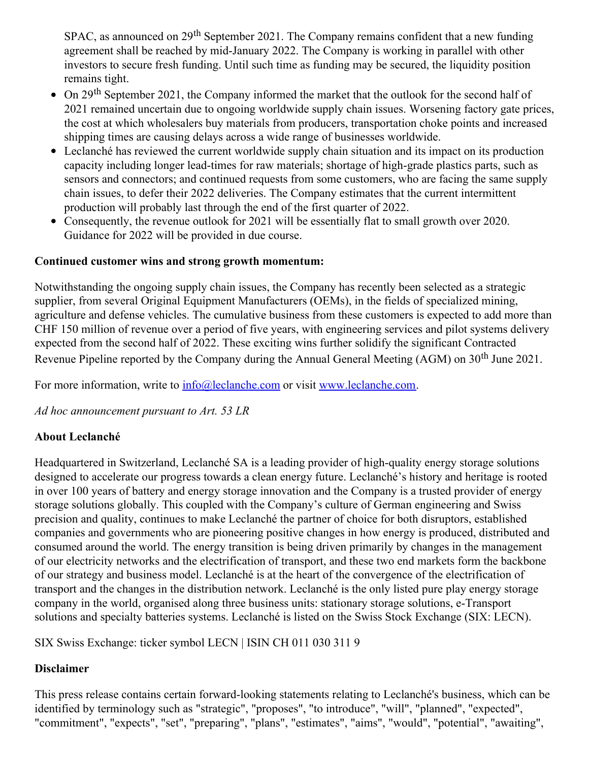SPAC, as announced on 29th September 2021. The Company remains confident that a new funding agreement shall be reached by mid-January 2022. The Company is working in parallel with other investors to secure fresh funding. Until such time as funding may be secured, the liquidity position remains tight.

- On 29th September 2021, the Company informed the market that the outlook for the second half of 2021 remained uncertain due to ongoing worldwide supply chain issues. Worsening factory gate prices, the cost at which wholesalers buy materials from producers, transportation choke points and increased shipping times are causing delays across a wide range of businesses worldwide.
- Leclanché has reviewed the current worldwide supply chain situation and its impact on its production capacity including longer lead-times for raw materials; shortage of high-grade plastics parts, such as sensors and connectors; and continued requests from some customers, who are facing the same supply chain issues, to defer their 2022 deliveries. The Company estimates that the current intermittent production will probably last through the end of the first quarter of 2022.
- Consequently, the revenue outlook for 2021 will be essentially flat to small growth over 2020. Guidance for 2022 will be provided in due course.

**Continued customer wins and strong growth momentum:**

Notwithstanding the ongoing supply chain issues, the Company has recently been selected as a strategic supplier, from several Original Equipment Manufacturers (OEMs), in the fields of specialized mining, agriculture and defense vehicles. The cumulative business from these customers is expected to add more than CHF 150 million of revenue over a period of five years, with engineering services and pilot systems delivery expected from the second half of 2022. These exciting wins further solidify the significant Contracted Revenue Pipeline reported by the Company during the Annual General Meeting (AGM) on 30th June 2021.

For more information, write to [info@leclanche.com](mailto:info@leclanche.com) or visit [www.leclanche.com](http://www.leclanche.com).

*Ad hoc announcement pursuant to Art. 53 LR*

**About Leclanché**

Headquartered in Switzerland, Leclanché SA is a leading provider of high-quality energy storage solutions designed to accelerate our progress towards a clean energy future. Leclanché's history and heritage is rooted in over 100 years of battery and energy storage innovation and the Company is a trusted provider of energy storage solutions globally. This coupled with the Company's culture of German engineering and Swiss precision and quality, continues to make Leclanché the partner of choice for both disruptors, established companies and governments who are pioneering positive changes in how energy is produced, distributed and consumed around the world. The energy transition is being driven primarily by changes in the management of our electricity networks and the electrification of transport, and these two end markets form the backbone of our strategy and business model. Leclanché is at the heart of the convergence of the electrification of transport and the changes in the distribution network. Leclanché is the only listed pure play energy storage company in the world, organised along three business units: stationary storage solutions, e-Transport solutions and specialty batteries systems. Leclanché is listed on the Swiss Stock Exchange (SIX: LECN).

SIX Swiss Exchange: ticker symbol LECN | ISIN CH 011 030 311 9

**Disclaimer**

This press release contains certain forward-looking statements relating to Leclanché's business, which can be identified by terminology such as "strategic", "proposes", "to introduce", "will", "planned", "expected", "commitment", "expects", "set", "preparing", "plans", "estimates", "aims", "would", "potential", "awaiting",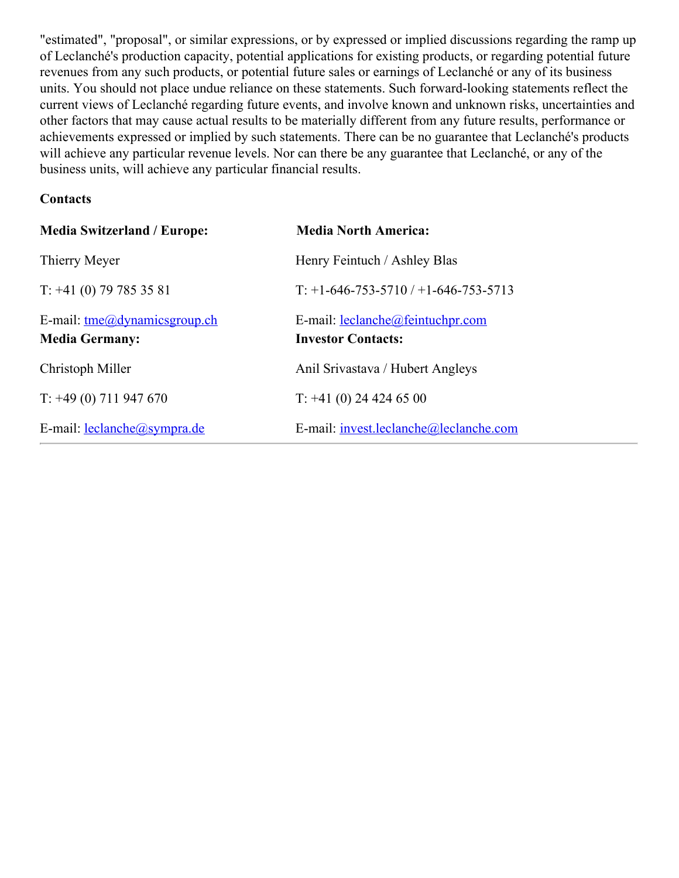"estimated", "proposal", or similar expressions, or by expressed or implied discussions regarding the ramp up of Leclanché's production capacity, potential applications for existing products, or regarding potential future revenues from any such products, or potential future sales or earnings of Leclanché or any of its business units. You should not place undue reliance on these statements. Such forward-looking statements reflect the current views of Leclanché regarding future events, and involve known and unknown risks, uncertainties and other factors that may cause actual results to be materially different from any future results, performance or achievements expressed or implied by such statements. There can be no guarantee that Leclanché's products will achieve any particular revenue levels. Nor can there be any guarantee that Leclanché, or any of the business units, will achieve any particular financial results.

**Contacts**

| | |
|---|---|
| **Media Switzerland / Europe:** | **Media North America:** |
| Thierry Meyer | Henry Feintuch / Ashley Blas |
| T: +41 (0) 79 785 35 81 | T: +1-646-753-5710 / +1-646-753-5713 |
| E-mail: tme@dynamicsgroup.ch | E-mail: leclanche@feintuchpr.com |
| **Media Germany:** | **Investor Contacts:** |
| Christoph Miller | Anil Srivastava / Hubert Angleys |
| T: +49 (0) 711 947 670 | T: +41 (0) 24 424 65 00 |
| E-mail: leclanche@sympra.de | E-mail: invest.leclanche@leclanche.com |